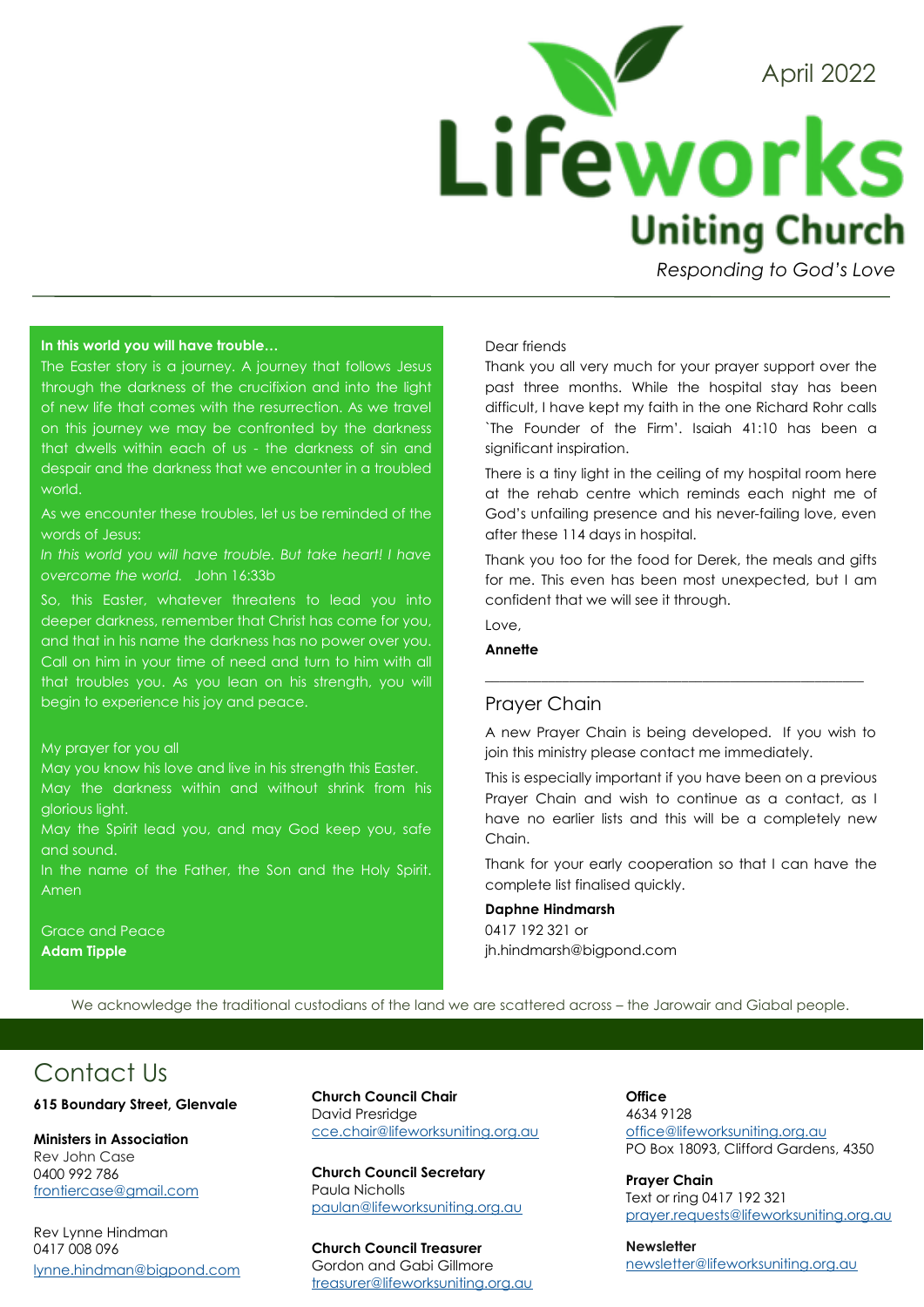April 2022

# Lifeworks Uniting Church

*Responding to God's Love*

---

**In this world you will have trouble…**

The Easter story is a journey. A journey that follows Jesus through the darkness of the crucifixion and into the light of new life that comes with the resurrection. As we travel on this journey we may be confronted by the darkness that dwells within each of us - the darkness of sin and despair and the darkness that we encounter in a troubled world.

As we encounter these troubles, let us be reminded of the words of Jesus:

*In this world you will have trouble. But take heart! I have overcome the world.* John 16:33b

So, this Easter, whatever threatens to lead you into deeper darkness, remember that Christ has come for you, and that in his name the darkness has no power over you. Call on him in your time of need and turn to him with all that troubles you. As you lean on his strength, you will begin to experience his joy and peace.

My prayer for you all

May you know his love and live in his strength this Easter.

May the darkness within and without shrink from his glorious light.

May the Spirit lead you, and may God keep you, safe and sound.

In the name of the Father, the Son and the Holy Spirit. Amen

Grace and Peace

**Adam Tipple**

Dear friends

Thank you all very much for your prayer support over the past three months. While the hospital stay has been difficult, I have kept my faith in the one Richard Rohr calls `The Founder of the Firm'. Isaiah 41:10 has been a significant inspiration.

There is a tiny light in the ceiling of my hospital room here at the rehab centre which reminds each night me of God's unfailing presence and his never-failing love, even after these 114 days in hospital.

Thank you too for the food for Derek, the meals and gifts for me. This even has been most unexpected, but I am confident that we will see it through.

Love,

**Annette**

---

## Prayer Chain

A new Prayer Chain is being developed. If you wish to join this ministry please contact me immediately.

This is especially important if you have been on a previous Prayer Chain and wish to continue as a contact, as I have no earlier lists and this will be a completely new Chain.

Thank for your early cooperation so that I can have the complete list finalised quickly.

**Daphne Hindmarsh**
0417 192 321 or
jh.hindmarsh@bigpond.com

We acknowledge the traditional custodians of the land we are scattered across – the Jarowair and Giabal people.

## Contact Us

**615 Boundary Street, Glenvale**

**Ministers in Association**
Rev John Case
0400 992 786
frontiercase@gmail.com

Rev Lynne Hindman
0417 008 096
lynne.hindman@bigpond.com

**Church Council Chair**
David Presridge
cce.chair@lifeworksuniting.org.au

**Church Council Secretary**
Paula Nicholls
paulan@lifeworksuniting.org.au

**Church Council Treasurer**
Gordon and Gabi Gillmore
treasurer@lifeworksuniting.org.au

**Office**
4634 9128
office@lifeworksuniting.org.au
PO Box 18093, Clifford Gardens, 4350

**Prayer Chain**
Text or ring 0417 192 321
prayer.requests@lifeworksuniting.org.au

**Newsletter**
newsletter@lifeworksuniting.org.au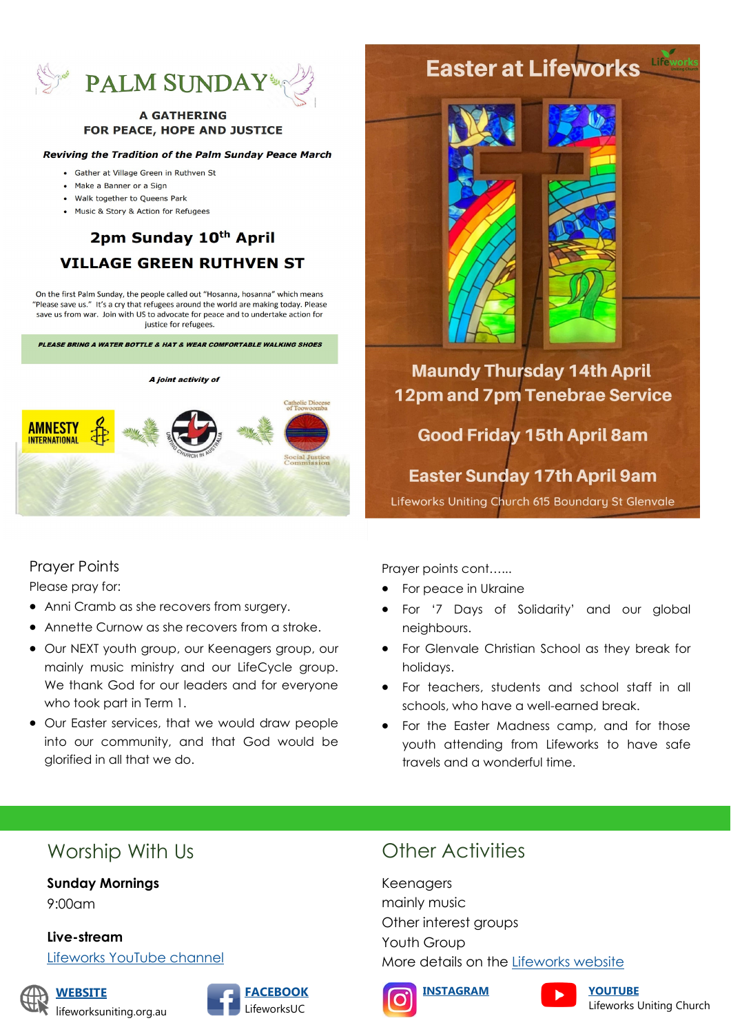# PALM SUNDAY

**A GATHERING**
**FOR PEACE, HOPE AND JUSTICE**

***Reviving the Tradition of the Palm Sunday Peace March***

- Gather at Village Green in Ruthven St
- Make a Banner or a Sign
- Walk together to Queens Park
- Music & Story & Action for Refugees

**2pm Sunday 10th April**

**VILLAGE GREEN RUTHVEN ST**

On the first Palm Sunday, the people called out "Hosanna, hosanna" which means "Please save us." It's a cry that refugees around the world are making today. Please save us from war. Join with US to advocate for peace and to undertake action for justice for refugees.

***PLEASE BRING A WATER BOTTLE & HAT & WEAR COMFORTABLE WALKING SHOES***

*A joint activity of*

AMNESTY INTERNATIONAL | Uniting Church in Australia | Catholic Diocese of Toowoomba Social Justice Commission

# Easter at Lifeworks

**Maundy Thursday 14th April**
**12pm and 7pm Tenebrae Service**

**Good Friday 15th April 8am**

**Easter Sunday 17th April 9am**

Lifeworks Uniting Church 615 Boundary St Glenvale

## Prayer Points

Please pray for:

- Anni Cramb as she recovers from surgery.
- Annette Curnow as she recovers from a stroke.
- Our NEXT youth group, our Keenagers group, our mainly music ministry and our LifeCycle group. We thank God for our leaders and for everyone who took part in Term 1.
- Our Easter services, that we would draw people into our community, and that God would be glorified in all that we do.

Prayer points cont…...

- For peace in Ukraine
- For '7 Days of Solidarity' and our global neighbours.
- For Glenvale Christian School as they break for holidays.
- For teachers, students and school staff in all schools, who have a well-earned break.
- For the Easter Madness camp, and for those youth attending from Lifeworks to have safe travels and a wonderful time.

## Worship With Us

**Sunday Mornings**
9:00am

**Live-stream**
Lifeworks YouTube channel

## Other Activities

Keenagers
mainly music
Other interest groups
Youth Group
More details on the Lifeworks website

**WEBSITE**
lifeworksuniting.org.au

**FACEBOOK**
LifeworksUC

**INSTAGRAM**

**YOUTUBE**
Lifeworks Uniting Church